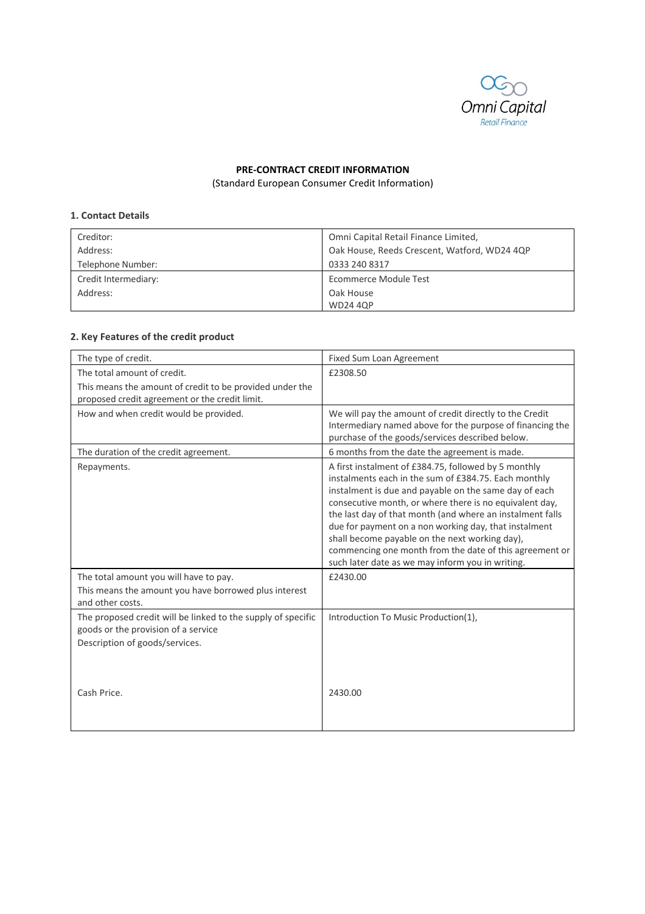# PRE-CONTRACT CREDIT INFORMATION

(Standard European Consumer Credit Information)

## 1. Contact Details

| | |
|---|---|
| Creditor:<br>Address:<br>Telephone Number: | Omni Capital Retail Finance Limited,<br>Oak House, Reeds Crescent, Watford, WD24 4QP<br>0333 240 8317 |
| Credit Intermediary:<br>Address: | Ecommerce Module Test<br>Oak House<br>WD24 4QP |

## 2. Key Features of the credit product

| | |
|---|---|
| The type of credit. | Fixed Sum Loan Agreement |
| The total amount of credit.<br>This means the amount of credit to be provided under the proposed credit agreement or the credit limit. | £2308.50 |
| How and when credit would be provided. | We will pay the amount of credit directly to the Credit Intermediary named above for the purpose of financing the purchase of the goods/services described below. |
| The duration of the credit agreement. | 6 months from the date the agreement is made. |
| Repayments. | A first instalment of £384.75, followed by 5 monthly instalments each in the sum of £384.75. Each monthly instalment is due and payable on the same day of each consecutive month, or where there is no equivalent day, the last day of that month (and where an instalment falls due for payment on a non working day, that instalment shall become payable on the next working day), commencing one month from the date of this agreement or such later date as we may inform you in writing. |
| The total amount you will have to pay.<br>This means the amount you have borrowed plus interest and other costs. | £2430.00 |
| The proposed credit will be linked to the supply of specific goods or the provision of a service<br>Description of goods/services.<br><br>Cash Price. | Introduction To Music Production(1),<br><br>2430.00 |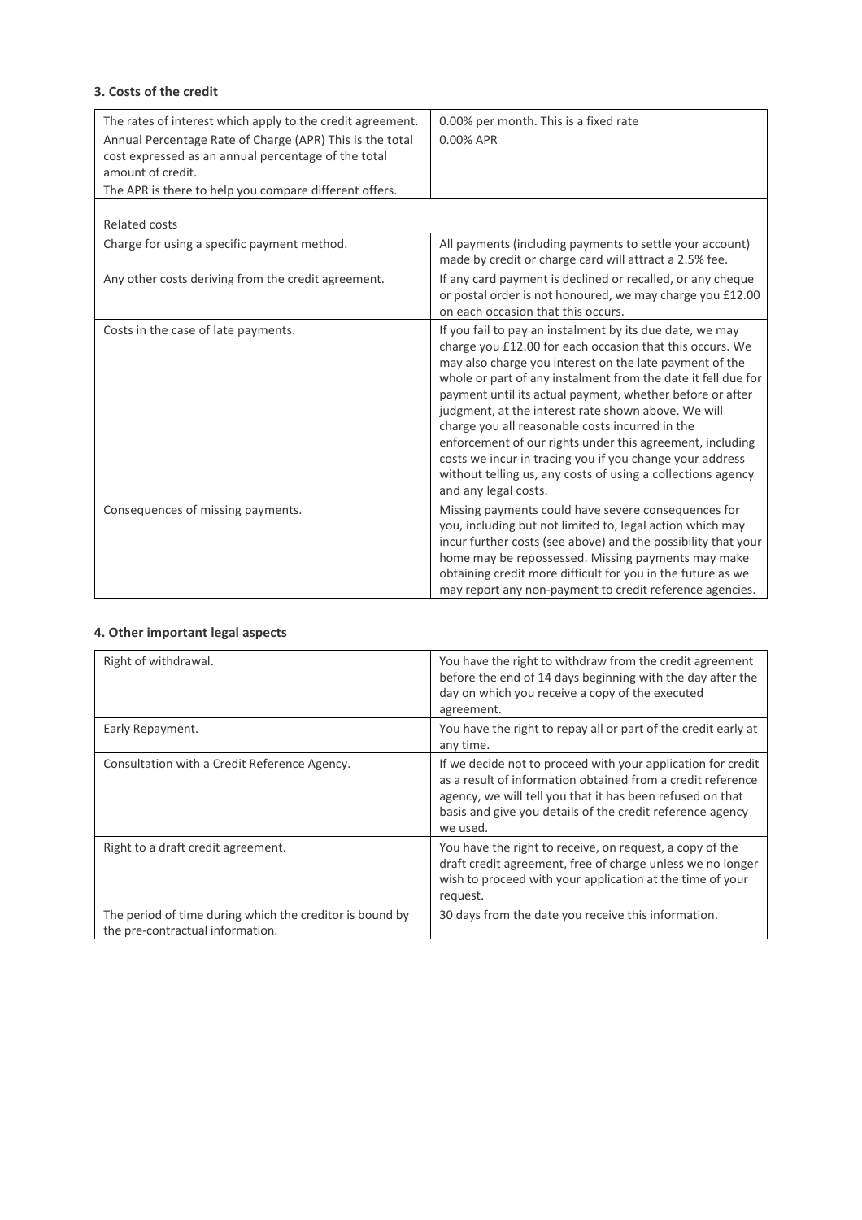### 3. Costs of the credit

| | |
|---|---|
| The rates of interest which apply to the credit agreement. | 0.00% per month. This is a fixed rate |
| Annual Percentage Rate of Charge (APR) This is the total cost expressed as an annual percentage of the total amount of credit.<br>The APR is there to help you compare different offers. | 0.00% APR |
| Related costs | |
| Charge for using a specific payment method. | All payments (including payments to settle your account) made by credit or charge card will attract a 2.5% fee. |
| Any other costs deriving from the credit agreement. | If any card payment is declined or recalled, or any cheque or postal order is not honoured, we may charge you £12.00 on each occasion that this occurs. |
| Costs in the case of late payments. | If you fail to pay an instalment by its due date, we may charge you £12.00 for each occasion that this occurs. We may also charge you interest on the late payment of the whole or part of any instalment from the date it fell due for payment until its actual payment, whether before or after judgment, at the interest rate shown above. We will charge you all reasonable costs incurred in the enforcement of our rights under this agreement, including costs we incur in tracing you if you change your address without telling us, any costs of using a collections agency and any legal costs. |
| Consequences of missing payments. | Missing payments could have severe consequences for you, including but not limited to, legal action which may incur further costs (see above) and the possibility that your home may be repossessed. Missing payments may make obtaining credit more difficult for you in the future as we may report any non-payment to credit reference agencies. |

### 4. Other important legal aspects

| | |
|---|---|
| Right of withdrawal. | You have the right to withdraw from the credit agreement before the end of 14 days beginning with the day after the day on which you receive a copy of the executed agreement. |
| Early Repayment. | You have the right to repay all or part of the credit early at any time. |
| Consultation with a Credit Reference Agency. | If we decide not to proceed with your application for credit as a result of information obtained from a credit reference agency, we will tell you that it has been refused on that basis and give you details of the credit reference agency we used. |
| Right to a draft credit agreement. | You have the right to receive, on request, a copy of the draft credit agreement, free of charge unless we no longer wish to proceed with your application at the time of your request. |
| The period of time during which the creditor is bound by the pre-contractual information. | 30 days from the date you receive this information. |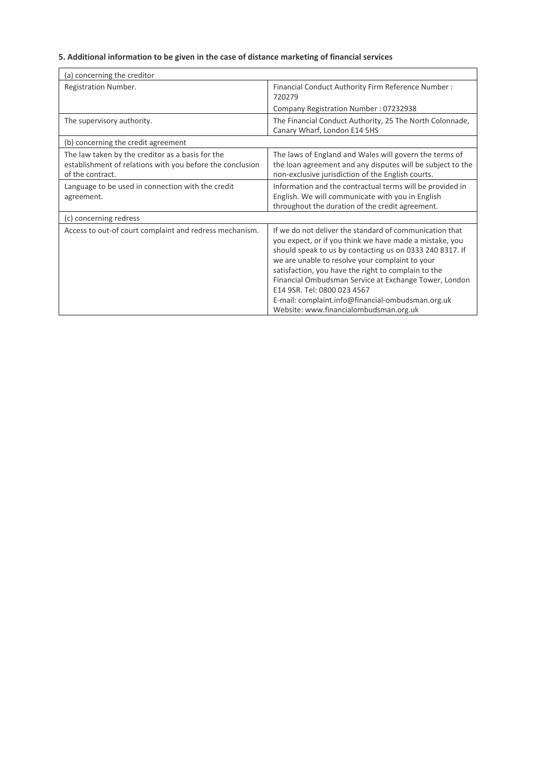## 5. Additional information to be given in the case of distance marketing of financial services

| | |
|---|---|
| (a) concerning the creditor | |
| Registration Number. | Financial Conduct Authority Firm Reference Number : 720279<br>Company Registration Number : 07232938 |
| The supervisory authority. | The Financial Conduct Authority, 25 The North Colonnade, Canary Wharf, London E14 5HS |
| (b) concerning the credit agreement | |
| The law taken by the creditor as a basis for the establishment of relations with you before the conclusion of the contract. | The laws of England and Wales will govern the terms of the loan agreement and any disputes will be subject to the non-exclusive jurisdiction of the English courts. |
| Language to be used in connection with the credit agreement. | Information and the contractual terms will be provided in English. We will communicate with you in English throughout the duration of the credit agreement. |
| (c) concerning redress | |
| Access to out-of court complaint and redress mechanism. | If we do not deliver the standard of communication that you expect, or if you think we have made a mistake, you should speak to us by contacting us on 0333 240 8317. If we are unable to resolve your complaint to your satisfaction, you have the right to complain to the Financial Ombudsman Service at Exchange Tower, London E14 9SR. Tel: 0800 023 4567<br>E-mail: complaint.info@financial-ombudsman.org.uk<br>Website: www.financialombudsman.org.uk |